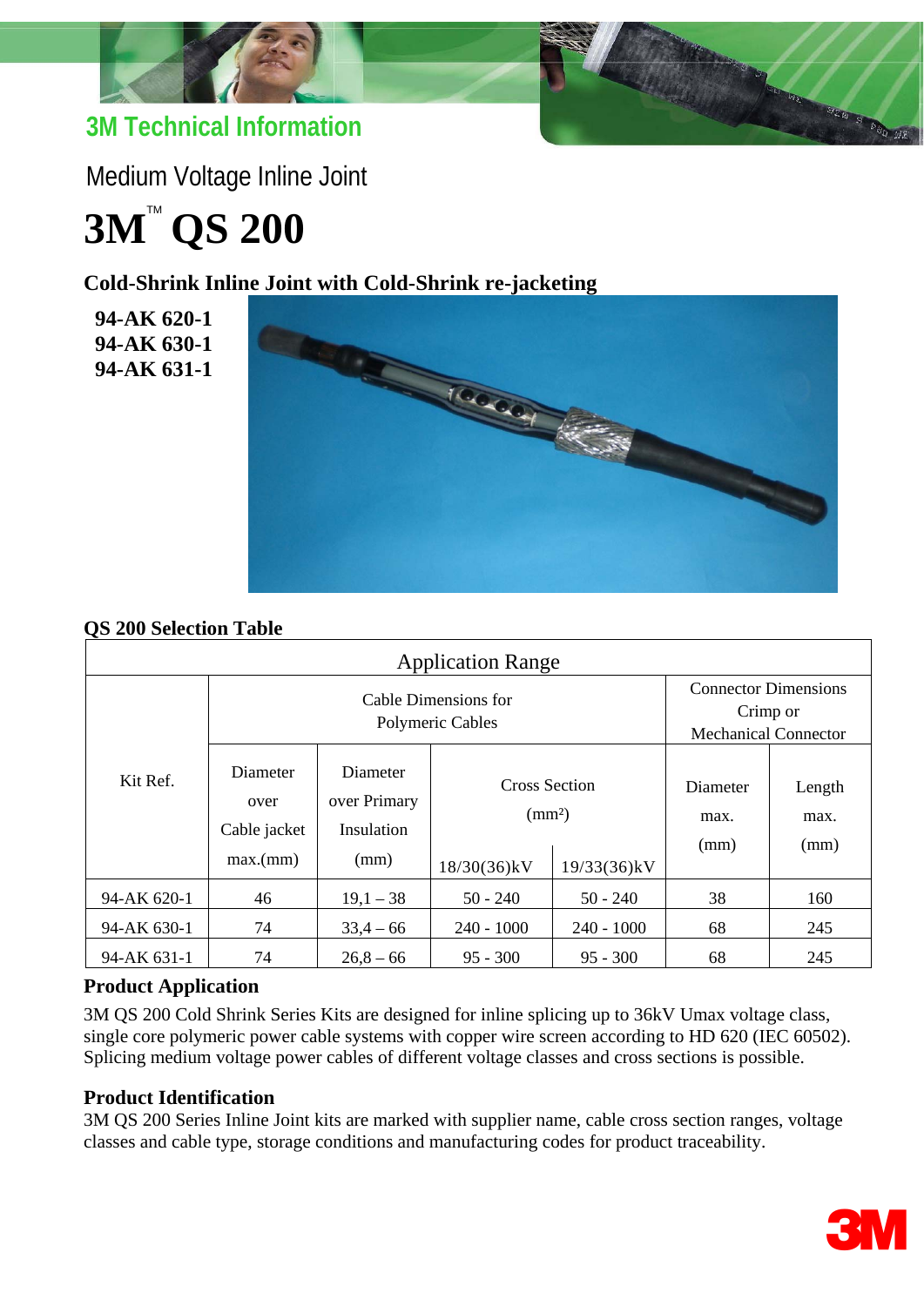3M Technical Information

Medium Voltage Inline Joint

# 3M™ QS 200

## Cold-Shrink Inline Joint with Cold-Shrink re-jacketing

**94-AK 620-1**
**94-AK 630-1**
**94-AK 631-1**

### QS 200 Selection Table

| Application Range | | | | | | |
|---|---|---|---|---|---|---|
| Kit Ref. | Cable Dimensions for Polymeric Cables | | | | Connector Dimensions Crimp or Mechanical Connector | |
| | Diameter over Cable jacket max.(mm) | Diameter over Primary Insulation (mm) | Cross Section ($mm^2$) 18/30(36)kV | Cross Section ($mm^2$) 19/33(36)kV | Diameter max. (mm) | Length max. (mm) |
| 94-AK 620-1 | 46 | 19,1 – 38 | 50 - 240 | 50 - 240 | 38 | 160 |
| 94-AK 630-1 | 74 | 33,4 – 66 | 240 - 1000 | 240 - 1000 | 68 | 245 |
| 94-AK 631-1 | 74 | 26,8 – 66 | 95 - 300 | 95 - 300 | 68 | 245 |

### Product Application

3M QS 200 Cold Shrink Series Kits are designed for inline splicing up to 36kV Umax voltage class, single core polymeric power cable systems with copper wire screen according to HD 620 (IEC 60502). Splicing medium voltage power cables of different voltage classes and cross sections is possible.

### Product Identification

3M QS 200 Series Inline Joint kits are marked with supplier name, cable cross section ranges, voltage classes and cable type, storage conditions and manufacturing codes for product traceability.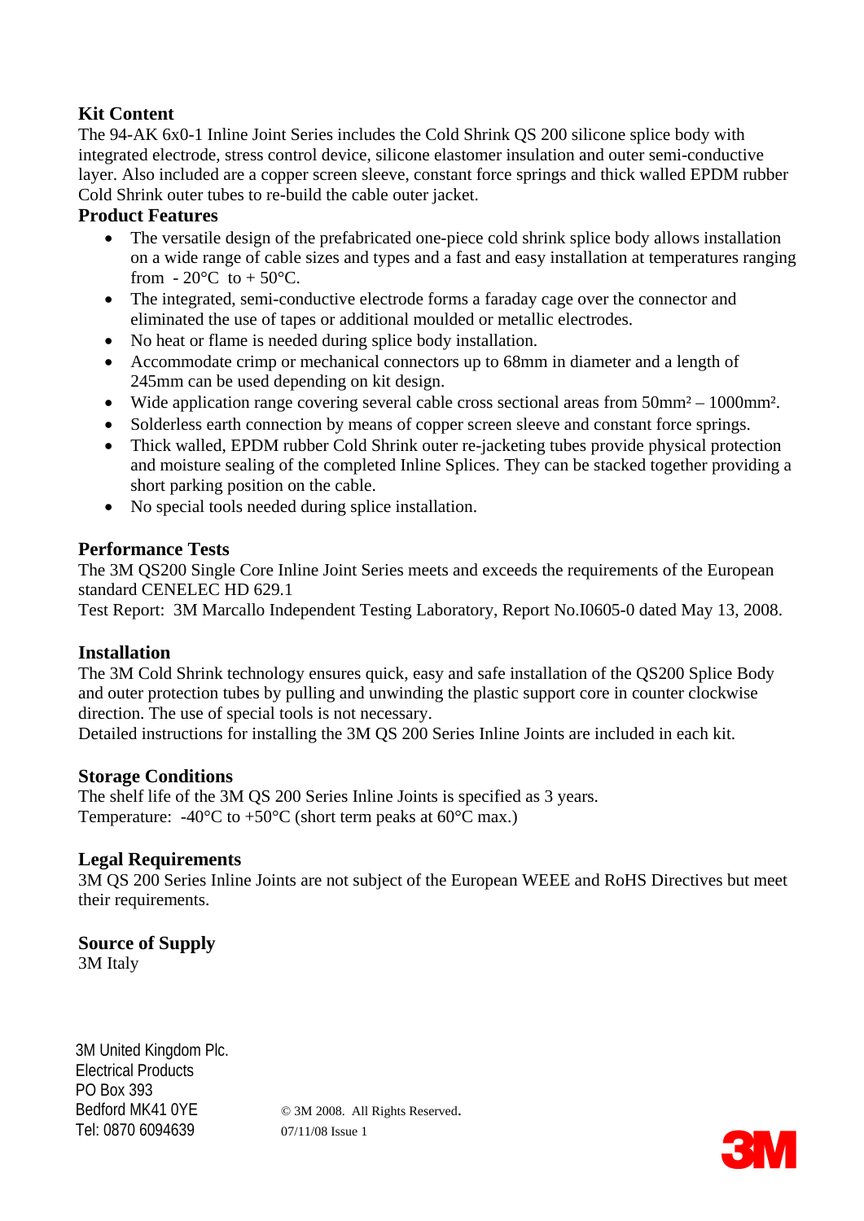## Kit Content

The 94-AK 6x0-1 Inline Joint Series includes the Cold Shrink QS 200 silicone splice body with integrated electrode, stress control device, silicone elastomer insulation and outer semi-conductive layer. Also included are a copper screen sleeve, constant force springs and thick walled EPDM rubber Cold Shrink outer tubes to re-build the cable outer jacket.

## Product Features

- The versatile design of the prefabricated one-piece cold shrink splice body allows installation on a wide range of cable sizes and types and a fast and easy installation at temperatures ranging from - 20°C to + 50°C.
- The integrated, semi-conductive electrode forms a faraday cage over the connector and eliminated the use of tapes or additional moulded or metallic electrodes.
- No heat or flame is needed during splice body installation.
- Accommodate crimp or mechanical connectors up to 68mm in diameter and a length of 245mm can be used depending on kit design.
- Wide application range covering several cable cross sectional areas from 50mm² – 1000mm².
- Solderless earth connection by means of copper screen sleeve and constant force springs.
- Thick walled, EPDM rubber Cold Shrink outer re-jacketing tubes provide physical protection and moisture sealing of the completed Inline Splices. They can be stacked together providing a short parking position on the cable.
- No special tools needed during splice installation.

## Performance Tests

The 3M QS200 Single Core Inline Joint Series meets and exceeds the requirements of the European standard CENELEC HD 629.1

Test Report: 3M Marcallo Independent Testing Laboratory, Report No.I0605-0 dated May 13, 2008.

## Installation

The 3M Cold Shrink technology ensures quick, easy and safe installation of the QS200 Splice Body and outer protection tubes by pulling and unwinding the plastic support core in counter clockwise direction. The use of special tools is not necessary.

Detailed instructions for installing the 3M QS 200 Series Inline Joints are included in each kit.

## Storage Conditions

The shelf life of the 3M QS 200 Series Inline Joints is specified as 3 years.

Temperature: -40°C to +50°C (short term peaks at 60°C max.)

## Legal Requirements

3M QS 200 Series Inline Joints are not subject of the European WEEE and RoHS Directives but meet their requirements.

## Source of Supply

3M Italy

3M United Kingdom Plc.
Electrical Products
PO Box 393
Bedford MK41 0YE
Tel: 0870 6094639

© 3M 2008. All Rights Reserved.
07/11/08 Issue 1

3M